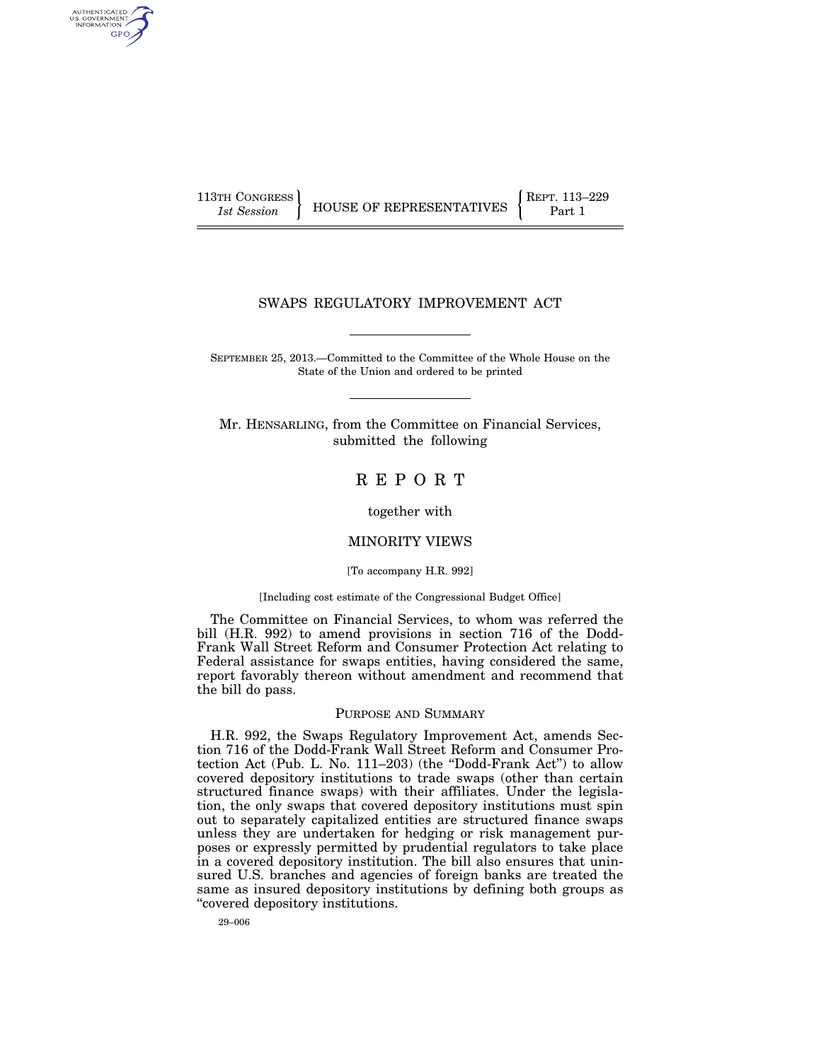113TH CONGRESS
*1st Session*

HOUSE OF REPRESENTATIVES

REPT. 113–229
Part 1

# SWAPS REGULATORY IMPROVEMENT ACT

SEPTEMBER 25, 2013.—Committed to the Committee of the Whole House on the State of the Union and ordered to be printed

Mr. HENSARLING, from the Committee on Financial Services, submitted the following

# R E P O R T

together with

## MINORITY VIEWS

[To accompany H.R. 992]

[Including cost estimate of the Congressional Budget Office]

The Committee on Financial Services, to whom was referred the bill (H.R. 992) to amend provisions in section 716 of the Dodd-Frank Wall Street Reform and Consumer Protection Act relating to Federal assistance for swaps entities, having considered the same, report favorably thereon without amendment and recommend that the bill do pass.

## PURPOSE AND SUMMARY

H.R. 992, the Swaps Regulatory Improvement Act, amends Section 716 of the Dodd-Frank Wall Street Reform and Consumer Protection Act (Pub. L. No. 111–203) (the "Dodd-Frank Act") to allow covered depository institutions to trade swaps (other than certain structured finance swaps) with their affiliates. Under the legislation, the only swaps that covered depository institutions must spin out to separately capitalized entities are structured finance swaps unless they are undertaken for hedging or risk management purposes or expressly permitted by prudential regulators to take place in a covered depository institution. The bill also ensures that uninsured U.S. branches and agencies of foreign banks are treated the same as insured depository institutions by defining both groups as "covered depository institutions.

29–006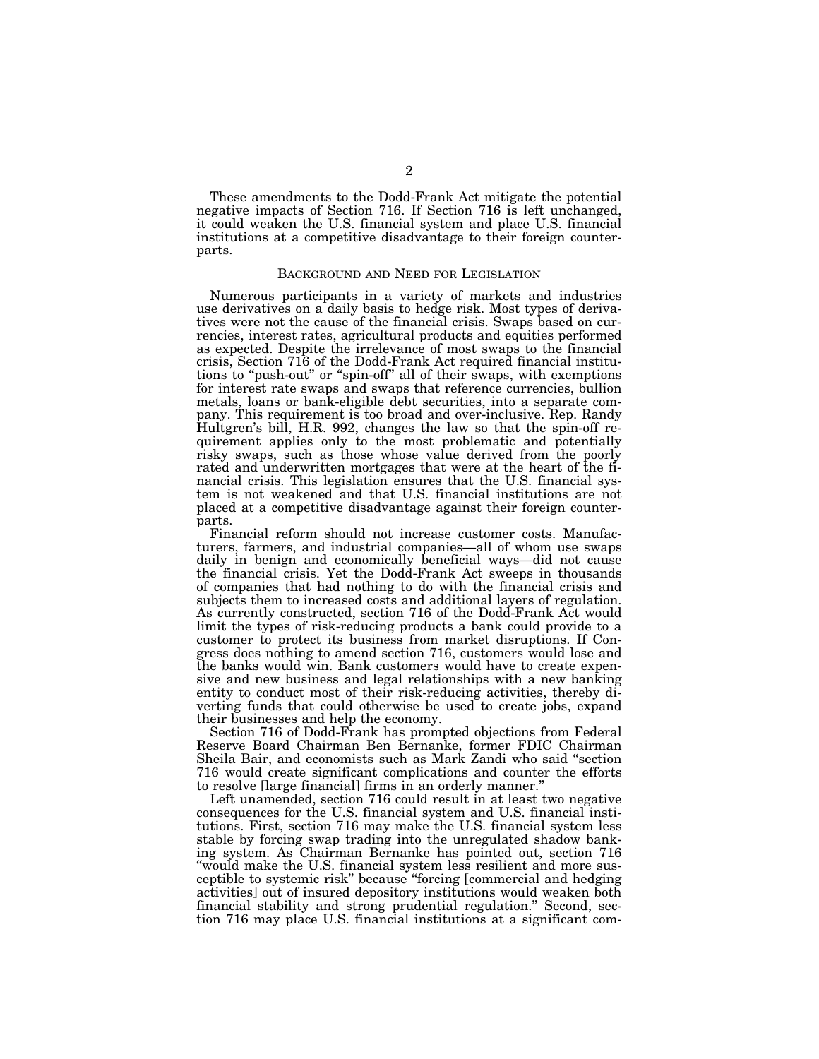These amendments to the Dodd-Frank Act mitigate the potential negative impacts of Section 716. If Section 716 is left unchanged, it could weaken the U.S. financial system and place U.S. financial institutions at a competitive disadvantage to their foreign counterparts.

## BACKGROUND AND NEED FOR LEGISLATION

Numerous participants in a variety of markets and industries use derivatives on a daily basis to hedge risk. Most types of derivatives were not the cause of the financial crisis. Swaps based on currencies, interest rates, agricultural products and equities performed as expected. Despite the irrelevance of most swaps to the financial crisis, Section 716 of the Dodd-Frank Act required financial institutions to "push-out" or "spin-off" all of their swaps, with exemptions for interest rate swaps and swaps that reference currencies, bullion metals, loans or bank-eligible debt securities, into a separate company. This requirement is too broad and over-inclusive. Rep. Randy Hultgren's bill, H.R. 992, changes the law so that the spin-off requirement applies only to the most problematic and potentially risky swaps, such as those whose value derived from the poorly rated and underwritten mortgages that were at the heart of the financial crisis. This legislation ensures that the U.S. financial system is not weakened and that U.S. financial institutions are not placed at a competitive disadvantage against their foreign counterparts.

Financial reform should not increase customer costs. Manufacturers, farmers, and industrial companies—all of whom use swaps daily in benign and economically beneficial ways—did not cause the financial crisis. Yet the Dodd-Frank Act sweeps in thousands of companies that had nothing to do with the financial crisis and subjects them to increased costs and additional layers of regulation. As currently constructed, section 716 of the Dodd-Frank Act would limit the types of risk-reducing products a bank could provide to a customer to protect its business from market disruptions. If Congress does nothing to amend section 716, customers would lose and the banks would win. Bank customers would have to create expensive and new business and legal relationships with a new banking entity to conduct most of their risk-reducing activities, thereby diverting funds that could otherwise be used to create jobs, expand their businesses and help the economy.

Section 716 of Dodd-Frank has prompted objections from Federal Reserve Board Chairman Ben Bernanke, former FDIC Chairman Sheila Bair, and economists such as Mark Zandi who said "section 716 would create significant complications and counter the efforts to resolve [large financial] firms in an orderly manner."

Left unamended, section 716 could result in at least two negative consequences for the U.S. financial system and U.S. financial institutions. First, section 716 may make the U.S. financial system less stable by forcing swap trading into the unregulated shadow banking system. As Chairman Bernanke has pointed out, section 716 "would make the U.S. financial system less resilient and more susceptible to systemic risk" because "forcing [commercial and hedging activities] out of insured depository institutions would weaken both financial stability and strong prudential regulation." Second, section 716 may place U.S. financial institutions at a significant com-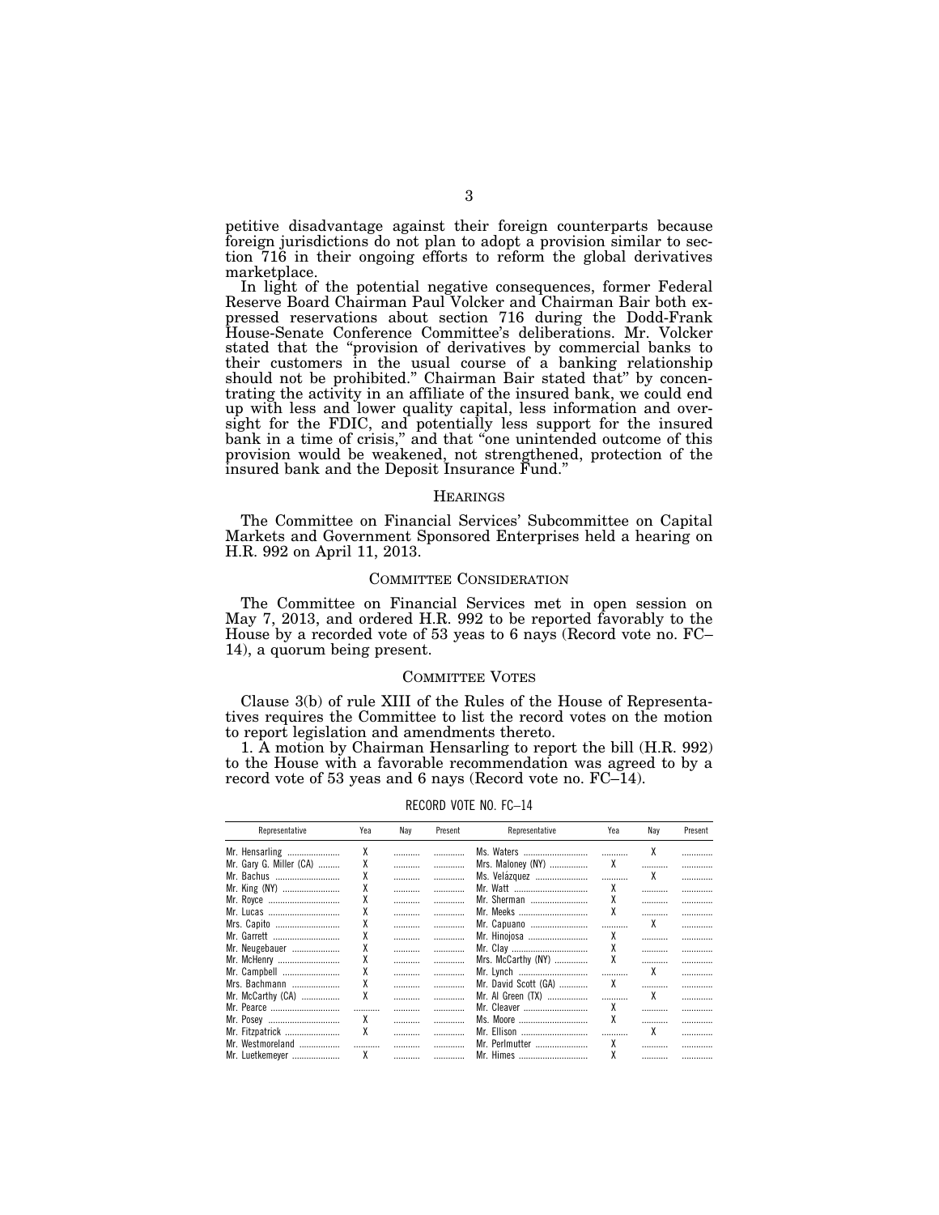petitive disadvantage against their foreign counterparts because foreign jurisdictions do not plan to adopt a provision similar to section 716 in their ongoing efforts to reform the global derivatives marketplace.

In light of the potential negative consequences, former Federal Reserve Board Chairman Paul Volcker and Chairman Bair both expressed reservations about section 716 during the Dodd-Frank House-Senate Conference Committee's deliberations. Mr. Volcker stated that the "provision of derivatives by commercial banks to their customers in the usual course of a banking relationship should not be prohibited." Chairman Bair stated that" by concentrating the activity in an affiliate of the insured bank, we could end up with less and lower quality capital, less information and oversight for the FDIC, and potentially less support for the insured bank in a time of crisis," and that "one unintended outcome of this provision would be weakened, not strengthened, protection of the insured bank and the Deposit Insurance Fund."

## HEARINGS

The Committee on Financial Services' Subcommittee on Capital Markets and Government Sponsored Enterprises held a hearing on H.R. 992 on April 11, 2013.

## COMMITTEE CONSIDERATION

The Committee on Financial Services met in open session on May 7, 2013, and ordered H.R. 992 to be reported favorably to the House by a recorded vote of 53 yeas to 6 nays (Record vote no. FC–14), a quorum being present.

## COMMITTEE VOTES

Clause 3(b) of rule XIII of the Rules of the House of Representatives requires the Committee to list the record votes on the motion to report legislation and amendments thereto.

1. A motion by Chairman Hensarling to report the bill (H.R. 992) to the House with a favorable recommendation was agreed to by a record vote of 53 yeas and 6 nays (Record vote no. FC–14).

RECORD VOTE NO. FC–14

| Representative | Yea | Nay | Present | Representative | Yea | Nay | Present |
|---|---|---|---|---|---|---|---|
| Mr. Hensarling | X | | | Ms. Waters | | X | |
| Mr. Gary G. Miller (CA) | X | | | Mrs. Maloney (NY) | X | | |
| Mr. Bachus | X | | | Ms. Velázquez | | X | |
| Mr. King (NY) | X | | | Mr. Watt | X | | |
| Mr. Royce | X | | | Mr. Sherman | X | | |
| Mr. Lucas | X | | | Mr. Meeks | X | | |
| Mrs. Capito | X | | | Mr. Capuano | | X | |
| Mr. Garrett | X | | | Mr. Hinojosa | X | | |
| Mr. Neugebauer | X | | | Mr. Clay | X | | |
| Mr. McHenry | X | | | Mrs. McCarthy (NY) | X | | |
| Mr. Campbell | X | | | Mr. Lynch | | X | |
| Mrs. Bachmann | X | | | Mr. David Scott (GA) | X | | |
| Mr. McCarthy (CA) | X | | | Mr. Al Green (TX) | | X | |
| Mr. Pearce | | | | Mr. Cleaver | X | | |
| Mr. Posey | X | | | Ms. Moore | X | | |
| Mr. Fitzpatrick | X | | | Mr. Ellison | | X | |
| Mr. Westmoreland | | | | Mr. Perlmutter | X | | |
| Mr. Luetkemeyer | X | | | Mr. Himes | X | | |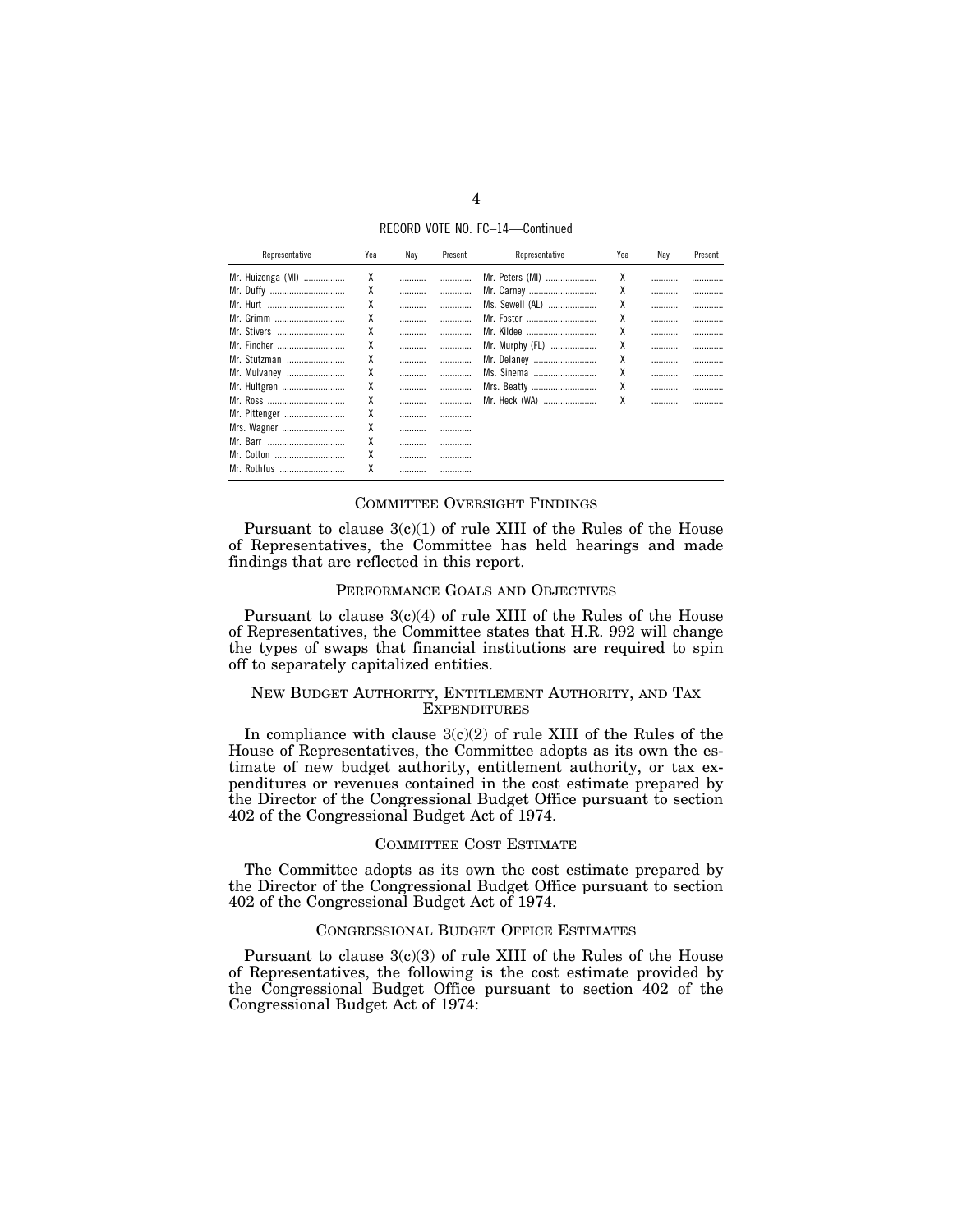RECORD VOTE NO. FC–14—Continued

| Representative | Yea | Nay | Present | Representative | Yea | Nay | Present |
|---|---|---|---|---|---|---|---|
| Mr. Huizenga (MI) | X | | | Mr. Peters (MI) | X | | |
| Mr. Duffy | X | | | Mr. Carney | X | | |
| Mr. Hurt | X | | | Ms. Sewell (AL) | X | | |
| Mr. Grimm | X | | | Mr. Foster | X | | |
| Mr. Stivers | X | | | Mr. Kildee | X | | |
| Mr. Fincher | X | | | Mr. Murphy (FL) | X | | |
| Mr. Stutzman | X | | | Mr. Delaney | X | | |
| Mr. Mulvaney | X | | | Ms. Sinema | X | | |
| Mr. Hultgren | X | | | Mrs. Beatty | X | | |
| Mr. Ross | X | | | Mr. Heck (WA) | X | | |
| Mr. Pittenger | X | | | | | | |
| Mrs. Wagner | X | | | | | | |
| Mr. Barr | X | | | | | | |
| Mr. Cotton | X | | | | | | |
| Mr. Rothfus | X | | | | | | |

## COMMITTEE OVERSIGHT FINDINGS

Pursuant to clause 3(c)(1) of rule XIII of the Rules of the House of Representatives, the Committee has held hearings and made findings that are reflected in this report.

## PERFORMANCE GOALS AND OBJECTIVES

Pursuant to clause 3(c)(4) of rule XIII of the Rules of the House of Representatives, the Committee states that H.R. 992 will change the types of swaps that financial institutions are required to spin off to separately capitalized entities.

## NEW BUDGET AUTHORITY, ENTITLEMENT AUTHORITY, AND TAX EXPENDITURES

In compliance with clause 3(c)(2) of rule XIII of the Rules of the House of Representatives, the Committee adopts as its own the estimate of new budget authority, entitlement authority, or tax expenditures or revenues contained in the cost estimate prepared by the Director of the Congressional Budget Office pursuant to section 402 of the Congressional Budget Act of 1974.

## COMMITTEE COST ESTIMATE

The Committee adopts as its own the cost estimate prepared by the Director of the Congressional Budget Office pursuant to section 402 of the Congressional Budget Act of 1974.

## CONGRESSIONAL BUDGET OFFICE ESTIMATES

Pursuant to clause 3(c)(3) of rule XIII of the Rules of the House of Representatives, the following is the cost estimate provided by the Congressional Budget Office pursuant to section 402 of the Congressional Budget Act of 1974: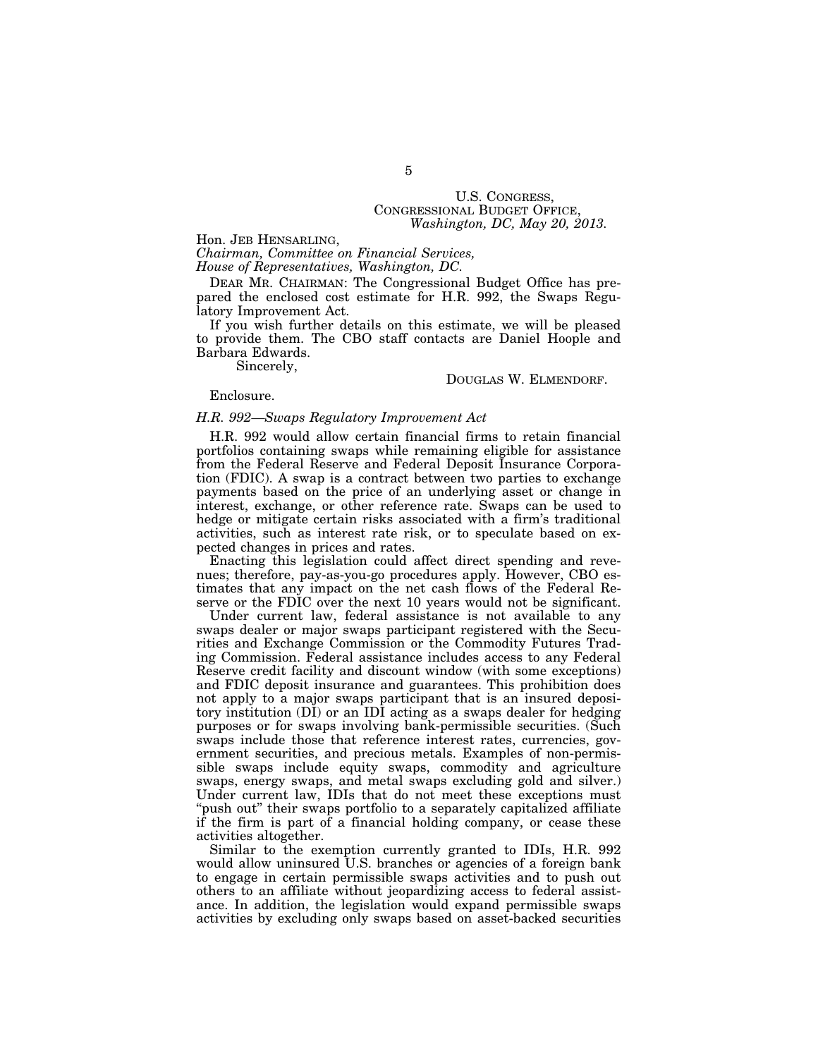U.S. CONGRESS,
CONGRESSIONAL BUDGET OFFICE,
*Washington, DC, May 20, 2013.*

Hon. JEB HENSARLING,
*Chairman, Committee on Financial Services,*
*House of Representatives, Washington, DC.*

DEAR MR. CHAIRMAN: The Congressional Budget Office has prepared the enclosed cost estimate for H.R. 992, the Swaps Regulatory Improvement Act.

If you wish further details on this estimate, we will be pleased to provide them. The CBO staff contacts are Daniel Hoople and Barbara Edwards.

Sincerely,

DOUGLAS W. ELMENDORF.

Enclosure.

*H.R. 992—Swaps Regulatory Improvement Act*

H.R. 992 would allow certain financial firms to retain financial portfolios containing swaps while remaining eligible for assistance from the Federal Reserve and Federal Deposit Insurance Corporation (FDIC). A swap is a contract between two parties to exchange payments based on the price of an underlying asset or change in interest, exchange, or other reference rate. Swaps can be used to hedge or mitigate certain risks associated with a firm's traditional activities, such as interest rate risk, or to speculate based on expected changes in prices and rates.

Enacting this legislation could affect direct spending and revenues; therefore, pay-as-you-go procedures apply. However, CBO estimates that any impact on the net cash flows of the Federal Reserve or the FDIC over the next 10 years would not be significant.

Under current law, federal assistance is not available to any swaps dealer or major swaps participant registered with the Securities and Exchange Commission or the Commodity Futures Trading Commission. Federal assistance includes access to any Federal Reserve credit facility and discount window (with some exceptions) and FDIC deposit insurance and guarantees. This prohibition does not apply to a major swaps participant that is an insured depository institution (DI) or an IDI acting as a swaps dealer for hedging purposes or for swaps involving bank-permissible securities. (Such swaps include those that reference interest rates, currencies, government securities, and precious metals. Examples of non-permissible swaps include equity swaps, commodity and agriculture swaps, energy swaps, and metal swaps excluding gold and silver.) Under current law, IDIs that do not meet these exceptions must "push out" their swaps portfolio to a separately capitalized affiliate if the firm is part of a financial holding company, or cease these activities altogether.

Similar to the exemption currently granted to IDIs, H.R. 992 would allow uninsured U.S. branches or agencies of a foreign bank to engage in certain permissible swaps activities and to push out others to an affiliate without jeopardizing access to federal assistance. In addition, the legislation would expand permissible swaps activities by excluding only swaps based on asset-backed securities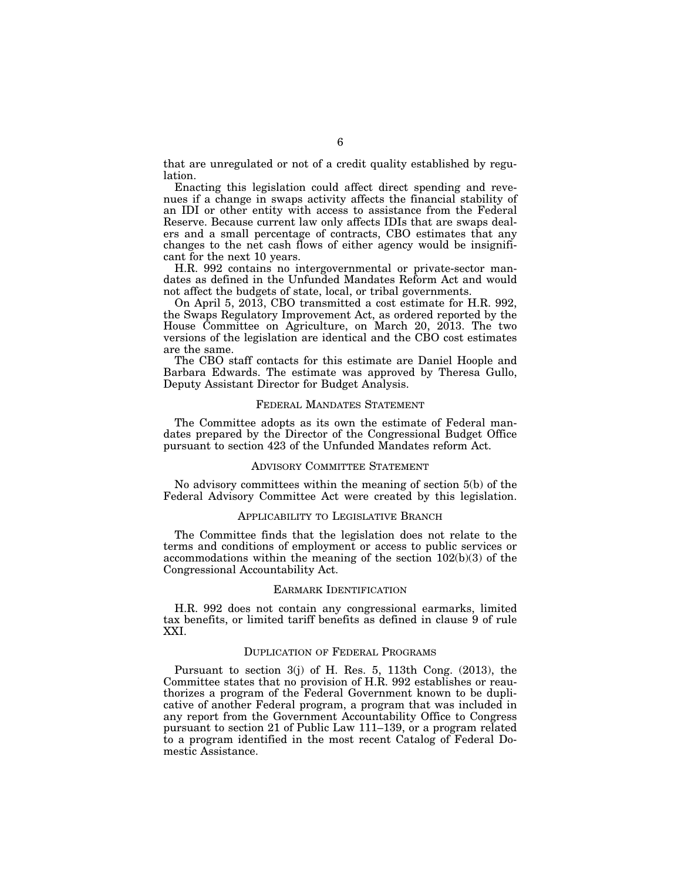that are unregulated or not of a credit quality established by regulation.

Enacting this legislation could affect direct spending and revenues if a change in swaps activity affects the financial stability of an IDI or other entity with access to assistance from the Federal Reserve. Because current law only affects IDIs that are swaps dealers and a small percentage of contracts, CBO estimates that any changes to the net cash flows of either agency would be insignificant for the next 10 years.

H.R. 992 contains no intergovernmental or private-sector mandates as defined in the Unfunded Mandates Reform Act and would not affect the budgets of state, local, or tribal governments.

On April 5, 2013, CBO transmitted a cost estimate for H.R. 992, the Swaps Regulatory Improvement Act, as ordered reported by the House Committee on Agriculture, on March 20, 2013. The two versions of the legislation are identical and the CBO cost estimates are the same.

The CBO staff contacts for this estimate are Daniel Hoople and Barbara Edwards. The estimate was approved by Theresa Gullo, Deputy Assistant Director for Budget Analysis.

## FEDERAL MANDATES STATEMENT

The Committee adopts as its own the estimate of Federal mandates prepared by the Director of the Congressional Budget Office pursuant to section 423 of the Unfunded Mandates reform Act.

## ADVISORY COMMITTEE STATEMENT

No advisory committees within the meaning of section 5(b) of the Federal Advisory Committee Act were created by this legislation.

## APPLICABILITY TO LEGISLATIVE BRANCH

The Committee finds that the legislation does not relate to the terms and conditions of employment or access to public services or accommodations within the meaning of the section 102(b)(3) of the Congressional Accountability Act.

## EARMARK IDENTIFICATION

H.R. 992 does not contain any congressional earmarks, limited tax benefits, or limited tariff benefits as defined in clause 9 of rule XXI.

## DUPLICATION OF FEDERAL PROGRAMS

Pursuant to section 3(j) of H. Res. 5, 113th Cong. (2013), the Committee states that no provision of H.R. 992 establishes or reauthorizes a program of the Federal Government known to be duplicative of another Federal program, a program that was included in any report from the Government Accountability Office to Congress pursuant to section 21 of Public Law 111–139, or a program related to a program identified in the most recent Catalog of Federal Domestic Assistance.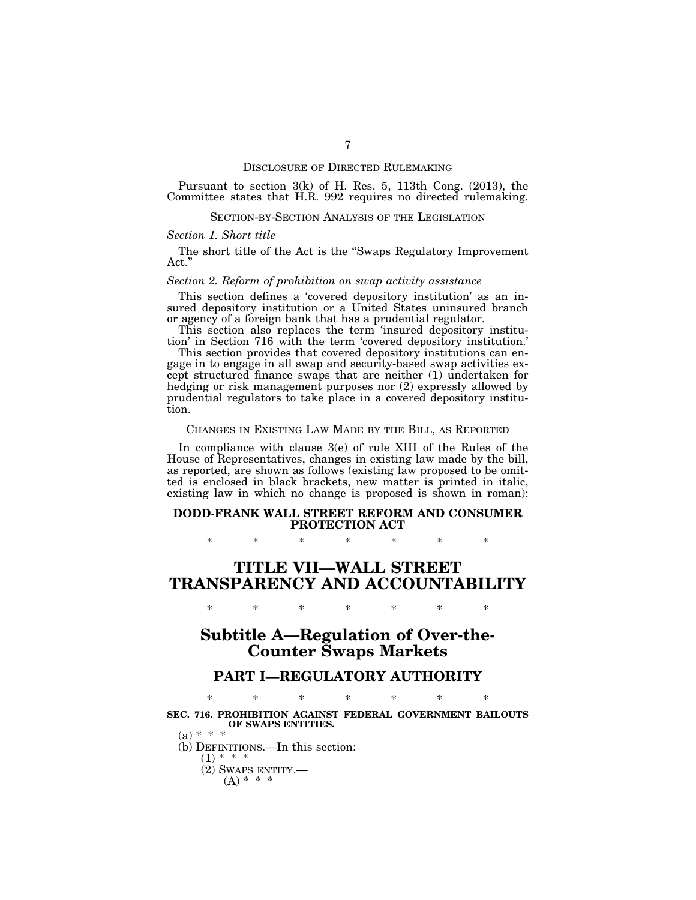DISCLOSURE OF DIRECTED RULEMAKING

Pursuant to section 3(k) of H. Res. 5, 113th Cong. (2013), the Committee states that H.R. 992 requires no directed rulemaking.

SECTION-BY-SECTION ANALYSIS OF THE LEGISLATION

*Section 1. Short title*

The short title of the Act is the "Swaps Regulatory Improvement Act."

*Section 2. Reform of prohibition on swap activity assistance*

This section defines a 'covered depository institution' as an insured depository institution or a United States uninsured branch or agency of a foreign bank that has a prudential regulator.

This section also replaces the term 'insured depository institution' in Section 716 with the term 'covered depository institution.'

This section provides that covered depository institutions can engage in to engage in all swap and security-based swap activities except structured finance swaps that are neither (1) undertaken for hedging or risk management purposes nor (2) expressly allowed by prudential regulators to take place in a covered depository institution.

CHANGES IN EXISTING LAW MADE BY THE BILL, AS REPORTED

In compliance with clause 3(e) of rule XIII of the Rules of the House of Representatives, changes in existing law made by the bill, as reported, are shown as follows (existing law proposed to be omitted is enclosed in black brackets, new matter is printed in italic, existing law in which no change is proposed is shown in roman):

**DODD-FRANK WALL STREET REFORM AND CONSUMER PROTECTION ACT**

\* \* \* \* \* \* \*

# TITLE VII—WALL STREET TRANSPARENCY AND ACCOUNTABILITY

\* \* \* \* \* \* \*

## Subtitle A—Regulation of Over-the-Counter Swaps Markets

### PART I—REGULATORY AUTHORITY

\* \* \* \* \* \* \*

**SEC. 716. PROHIBITION AGAINST FEDERAL GOVERNMENT BAILOUTS OF SWAPS ENTITIES.**

(a) \* \* \*

(b) DEFINITIONS.—In this section:

(1) \* \* \*

(2) SWAPS ENTITY.—

(A) \* \* \*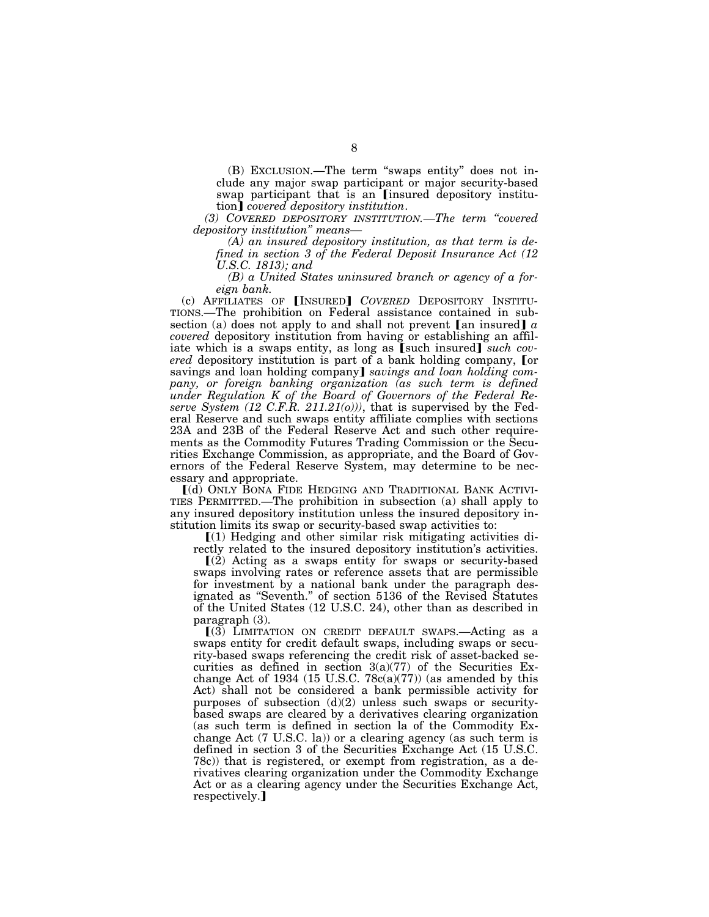(B) EXCLUSION.—The term "swaps entity" does not include any major swap participant or major security-based swap participant that is an ⟦insured depository institution⟧ *covered depository institution*.

*(3) COVERED DEPOSITORY INSTITUTION.—The term "covered depository institution" means—*

*(A) an insured depository institution, as that term is defined in section 3 of the Federal Deposit Insurance Act (12 U.S.C. 1813); and*

*(B) a United States uninsured branch or agency of a foreign bank.*

(c) AFFILIATES OF ⟦INSURED⟧ *COVERED* DEPOSITORY INSTITUTIONS.—The prohibition on Federal assistance contained in subsection (a) does not apply to and shall not prevent ⟦an insured⟧ *a covered* depository institution from having or establishing an affiliate which is a swaps entity, as long as ⟦such insured⟧ *such covered* depository institution is part of a bank holding company, ⟦or savings and loan holding company⟧ *savings and loan holding company, or foreign banking organization (as such term is defined under Regulation K of the Board of Governors of the Federal Reserve System (12 C.F.R. 211.21(o)))*, that is supervised by the Federal Reserve and such swaps entity affiliate complies with sections 23A and 23B of the Federal Reserve Act and such other requirements as the Commodity Futures Trading Commission or the Securities Exchange Commission, as appropriate, and the Board of Governors of the Federal Reserve System, may determine to be necessary and appropriate.

⟦(d) ONLY BONA FIDE HEDGING AND TRADITIONAL BANK ACTIVITIES PERMITTED.—The prohibition in subsection (a) shall apply to any insured depository institution unless the insured depository institution limits its swap or security-based swap activities to:

⟦(1) Hedging and other similar risk mitigating activities directly related to the insured depository institution's activities.

⟦(2) Acting as a swaps entity for swaps or security-based swaps involving rates or reference assets that are permissible for investment by a national bank under the paragraph designated as "Seventh." of section 5136 of the Revised Statutes of the United States (12 U.S.C. 24), other than as described in paragraph (3).

⟦(3) LIMITATION ON CREDIT DEFAULT SWAPS.—Acting as a swaps entity for credit default swaps, including swaps or security-based swaps referencing the credit risk of asset-backed securities as defined in section 3(a)(77) of the Securities Exchange Act of 1934 (15 U.S.C. 78c(a)(77)) (as amended by this Act) shall not be considered a bank permissible activity for purposes of subsection (d)(2) unless such swaps or security-based swaps are cleared by a derivatives clearing organization (as such term is defined in section la of the Commodity Exchange Act (7 U.S.C. la)) or a clearing agency (as such term is defined in section 3 of the Securities Exchange Act (15 U.S.C. 78c)) that is registered, or exempt from registration, as a derivatives clearing organization under the Commodity Exchange Act or as a clearing agency under the Securities Exchange Act, respectively.⟧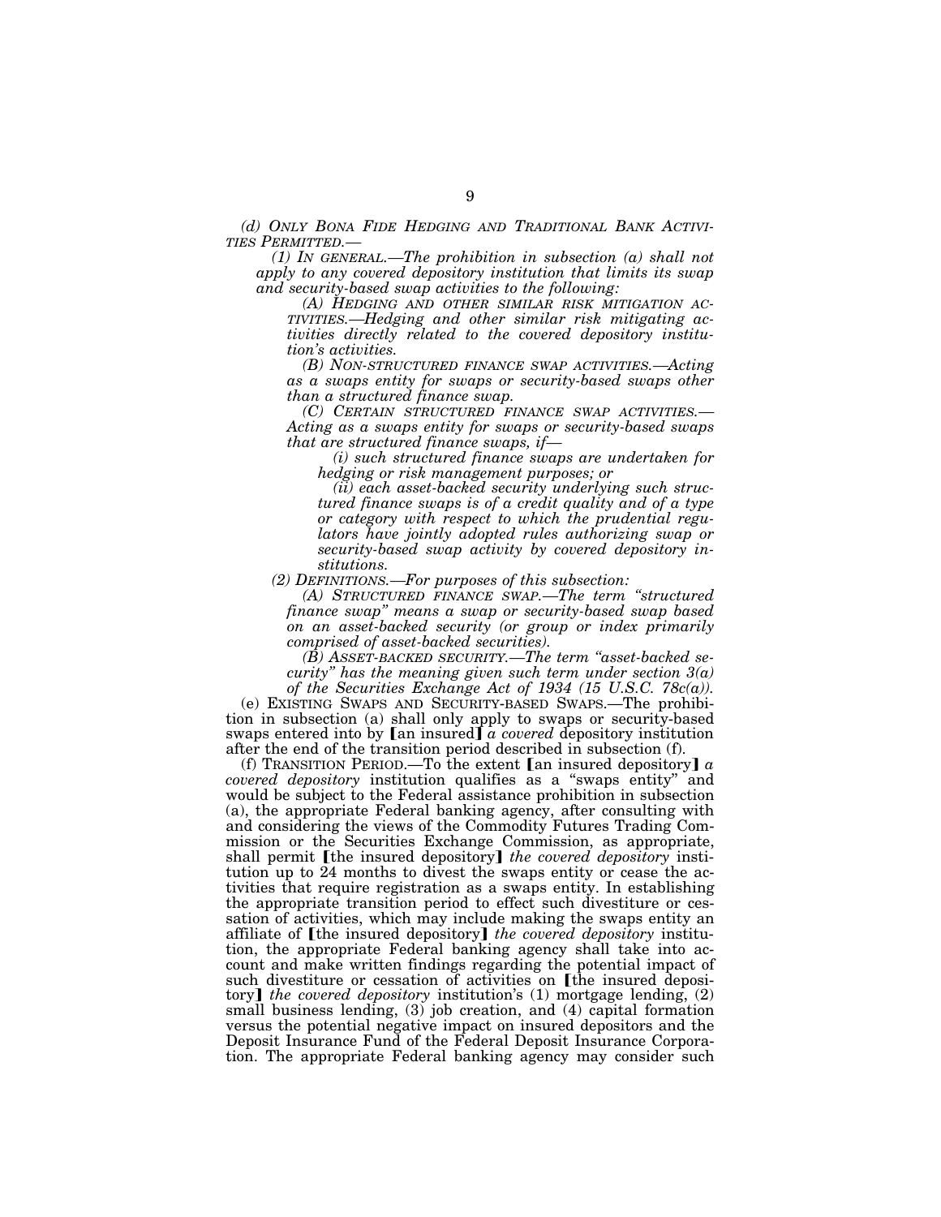*(d) ONLY BONA FIDE HEDGING AND TRADITIONAL BANK ACTIVITIES PERMITTED.—*

*(1) IN GENERAL.—The prohibition in subsection (a) shall not apply to any covered depository institution that limits its swap and security-based swap activities to the following:*

*(A) HEDGING AND OTHER SIMILAR RISK MITIGATION ACTIVITIES.—Hedging and other similar risk mitigating activities directly related to the covered depository institution's activities.*

*(B) NON-STRUCTURED FINANCE SWAP ACTIVITIES.—Acting as a swaps entity for swaps or security-based swaps other than a structured finance swap.*

*(C) CERTAIN STRUCTURED FINANCE SWAP ACTIVITIES.—Acting as a swaps entity for swaps or security-based swaps that are structured finance swaps, if—*

*(i) such structured finance swaps are undertaken for hedging or risk management purposes; or*

*(ii) each asset-backed security underlying such structured finance swaps is of a credit quality and of a type or category with respect to which the prudential regulators have jointly adopted rules authorizing swap or security-based swap activity by covered depository institutions.*

*(2) DEFINITIONS.—For purposes of this subsection:*

*(A) STRUCTURED FINANCE SWAP.—The term "structured finance swap" means a swap or security-based swap based on an asset-backed security (or group or index primarily comprised of asset-backed securities).*

*(B) ASSET-BACKED SECURITY.—The term "asset-backed security" has the meaning given such term under section 3(a) of the Securities Exchange Act of 1934 (15 U.S.C. 78c(a)).*

(e) EXISTING SWAPS AND SECURITY-BASED SWAPS.—The prohibition in subsection (a) shall only apply to swaps or security-based swaps entered into by [an insured] *a covered* depository institution after the end of the transition period described in subsection (f).

(f) TRANSITION PERIOD.—To the extent [an insured depository] *a covered depository* institution qualifies as a "swaps entity" and would be subject to the Federal assistance prohibition in subsection (a), the appropriate Federal banking agency, after consulting with and considering the views of the Commodity Futures Trading Commission or the Securities Exchange Commission, as appropriate, shall permit [the insured depository] *the covered depository* institution up to 24 months to divest the swaps entity or cease the activities that require registration as a swaps entity. In establishing the appropriate transition period to effect such divestiture or cessation of activities, which may include making the swaps entity an affiliate of [the insured depository] *the covered depository* institution, the appropriate Federal banking agency shall take into account and make written findings regarding the potential impact of such divestiture or cessation of activities on [the insured depository] *the covered depository* institution's (1) mortgage lending, (2) small business lending, (3) job creation, and (4) capital formation versus the potential negative impact on insured depositors and the Deposit Insurance Fund of the Federal Deposit Insurance Corporation. The appropriate Federal banking agency may consider such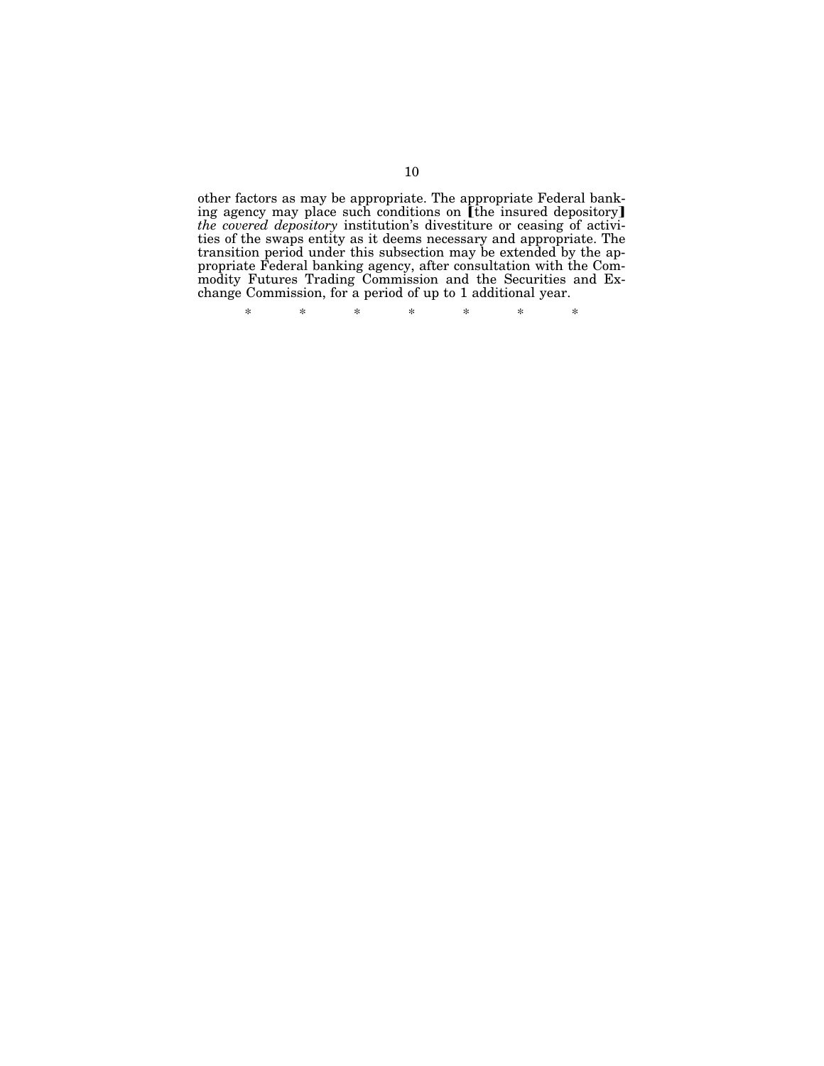other factors as may be appropriate. The appropriate Federal banking agency may place such conditions on [the insured depository] *the covered depository* institution's divestiture or ceasing of activities of the swaps entity as it deems necessary and appropriate. The transition period under this subsection may be extended by the appropriate Federal banking agency, after consultation with the Commodity Futures Trading Commission and the Securities and Exchange Commission, for a period of up to 1 additional year.

\* \* \* \* \* \* \*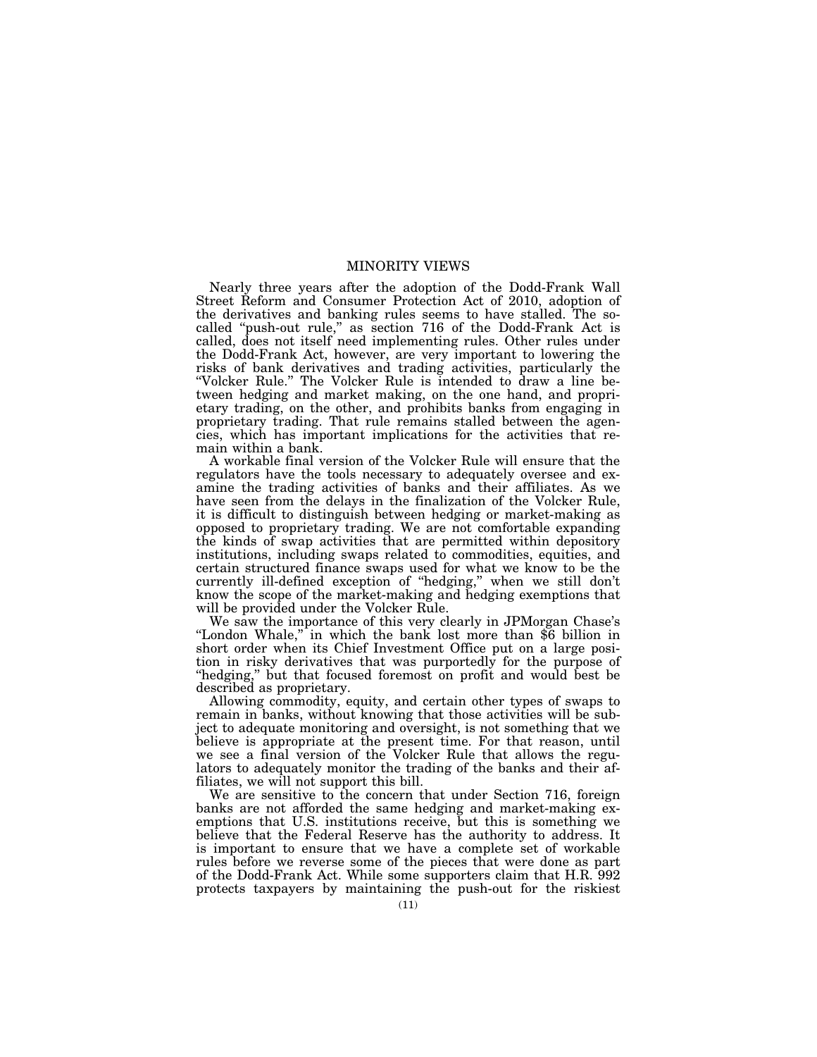## MINORITY VIEWS

Nearly three years after the adoption of the Dodd-Frank Wall Street Reform and Consumer Protection Act of 2010, adoption of the derivatives and banking rules seems to have stalled. The so-called "push-out rule," as section 716 of the Dodd-Frank Act is called, does not itself need implementing rules. Other rules under the Dodd-Frank Act, however, are very important to lowering the risks of bank derivatives and trading activities, particularly the "Volcker Rule." The Volcker Rule is intended to draw a line between hedging and market making, on the one hand, and proprietary trading, on the other, and prohibits banks from engaging in proprietary trading. That rule remains stalled between the agencies, which has important implications for the activities that remain within a bank.

A workable final version of the Volcker Rule will ensure that the regulators have the tools necessary to adequately oversee and examine the trading activities of banks and their affiliates. As we have seen from the delays in the finalization of the Volcker Rule, it is difficult to distinguish between hedging or market-making as opposed to proprietary trading. We are not comfortable expanding the kinds of swap activities that are permitted within depository institutions, including swaps related to commodities, equities, and certain structured finance swaps used for what we know to be the currently ill-defined exception of "hedging," when we still don't know the scope of the market-making and hedging exemptions that will be provided under the Volcker Rule.

We saw the importance of this very clearly in JPMorgan Chase's "London Whale," in which the bank lost more than $6 billion in short order when its Chief Investment Office put on a large position in risky derivatives that was purportedly for the purpose of "hedging," but that focused foremost on profit and would best be described as proprietary.

Allowing commodity, equity, and certain other types of swaps to remain in banks, without knowing that those activities will be subject to adequate monitoring and oversight, is not something that we believe is appropriate at the present time. For that reason, until we see a final version of the Volcker Rule that allows the regulators to adequately monitor the trading of the banks and their affiliates, we will not support this bill.

We are sensitive to the concern that under Section 716, foreign banks are not afforded the same hedging and market-making exemptions that U.S. institutions receive, but this is something we believe that the Federal Reserve has the authority to address. It is important to ensure that we have a complete set of workable rules before we reverse some of the pieces that were done as part of the Dodd-Frank Act. While some supporters claim that H.R. 992 protects taxpayers by maintaining the push-out for the riskiest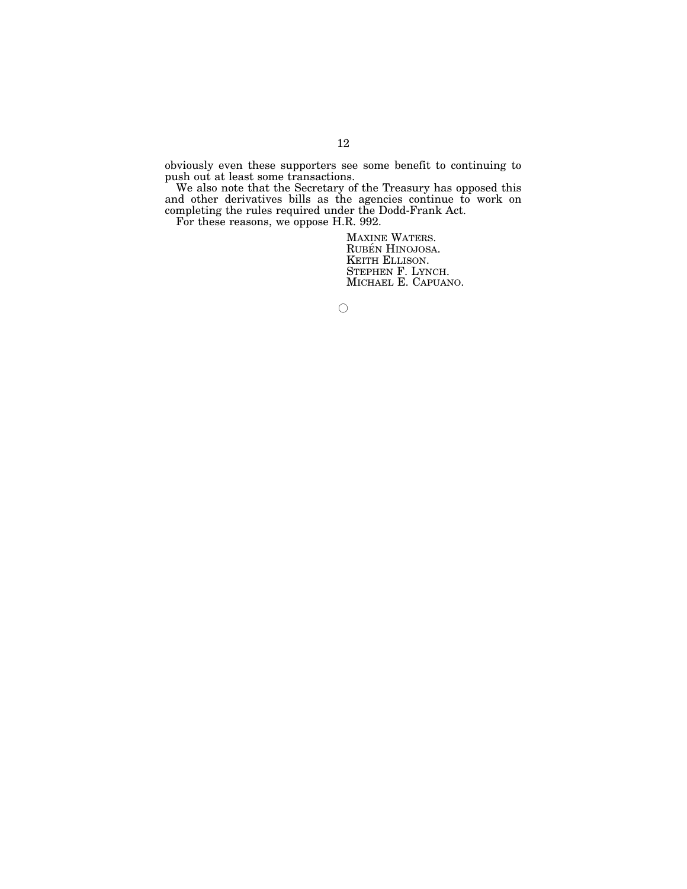obviously even these supporters see some benefit to continuing to push out at least some transactions.

We also note that the Secretary of the Treasury has opposed this and other derivatives bills as the agencies continue to work on completing the rules required under the Dodd-Frank Act.

For these reasons, we oppose H.R. 992.

MAXINE WATERS.
RUBÉN HINOJOSA.
KEITH ELLISON.
STEPHEN F. LYNCH.
MICHAEL E. CAPUANO.